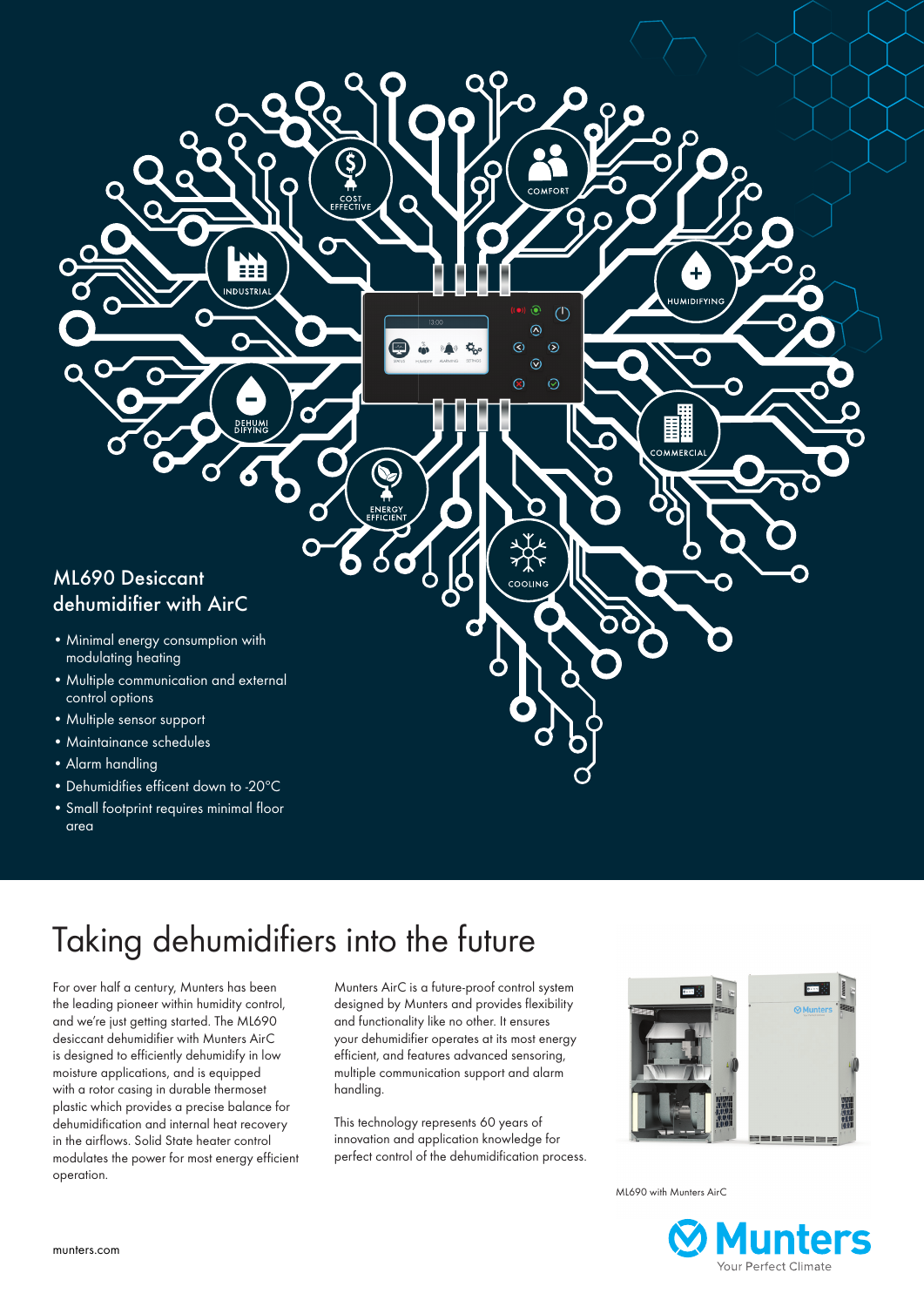## ML690 Desiccant dehumidifier with AirC

- Minimal energy consumption with modulating heating
- Multiple communication and external control options
- Multiple sensor support
- Maintainance schedules
- Alarm handling
- Dehumidifies efficent down to -20°C
- Small footprint requires minimal floor area

# Taking dehumidifiers into the future

For over half a century, Munters has been the leading pioneer within humidity control, and we're just getting started. The ML690 desiccant dehumidifier with Munters AirC is designed to efficiently dehumidify in low moisture applications, and is equipped with a rotor casing in durable thermoset plastic which provides a precise balance for dehumidification and internal heat recovery in the airflows. Solid State heater control modulates the power for most energy efficient operation.

Munters AirC is a future-proof control system designed by Munters and provides flexibility and functionality like no other. It ensures your dehumidifier operates at its most energy efficient, and features advanced sensoring, multiple communication support and alarm handling.

This technology represents 60 years of innovation and application knowledge for perfect control of the dehumidification process.

ML690 with Munters AirC

munters.com

Munters
Your Perfect Climate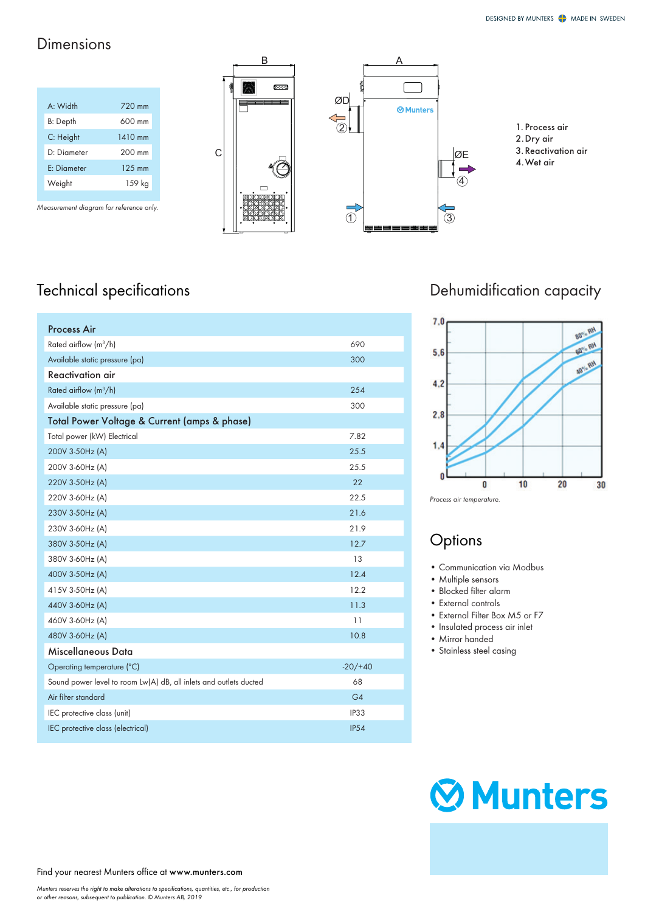DESIGNED BY MUNTERS MADE IN SWEDEN

## Dimensions

| | |
|---|---|
| A: Width | 720 mm |
| B: Depth | 600 mm |
| C: Height | 1410 mm |
| D: Diameter | 200 mm |
| E: Diameter | 125 mm |
| Weight | 159 kg |

*Measurement diagram for reference only.*

B
A
C
ØD
ØE
Munters

1. Process air
2. Dry air
3. Reactivation air
4. Wet air

## Technical specifications

| | |
|---|---|
| **Process Air** | |
| Rated airflow (m³/h) | 690 |
| Available static pressure (pa) | 300 |
| **Reactivation air** | |
| Rated airflow (m³/h) | 254 |
| Available static pressure (pa) | 300 |
| **Total Power Voltage & Current (amps & phase)** | |
| Total power (kW) Electrical | 7.82 |
| 200V 3-50Hz (A) | 25.5 |
| 200V 3-60Hz (A) | 25.5 |
| 220V 3-50Hz (A) | 22 |
| 220V 3-60Hz (A) | 22.5 |
| 230V 3-50Hz (A) | 21.6 |
| 230V 3-60Hz (A) | 21.9 |
| 380V 3-50Hz (A) | 12.7 |
| 380V 3-60Hz (A) | 13 |
| 400V 3-50Hz (A) | 12.4 |
| 415V 3-50Hz (A) | 12.2 |
| 440V 3-60Hz (A) | 11.3 |
| 460V 3-60Hz (A) | 11 |
| 480V 3-60Hz (A) | 10.8 |
| **Miscellaneous Data** | |
| Operating temperature (°C) | -20/+40 |
| Sound power level to room Lw(A) dB, all inlets and outlets ducted | 68 |
| Air filter standard | G4 |
| IEC protective class (unit) | IP33 |
| IEC protective class (electrical) | IP54 |

## Dehumidification capacity

7,0
5,6
4,2
2,8
1,4
0
0
10
20
30
80% RH
60% RH
40% RH

*Process air temperature.*

## Options

- Communication via Modbus
- Multiple sensors
- Blocked filter alarm
- External controls
- External Filter Box M5 or F7
- Insulated process air inlet
- Mirror handed
- Stainless steel casing

Munters

Find your nearest Munters office at **www.munters.com**

*Munters reserves the right to make alterations to specifications, quantities, etc., for production or other reasons, subsequent to publication. © Munters AB, 2019*